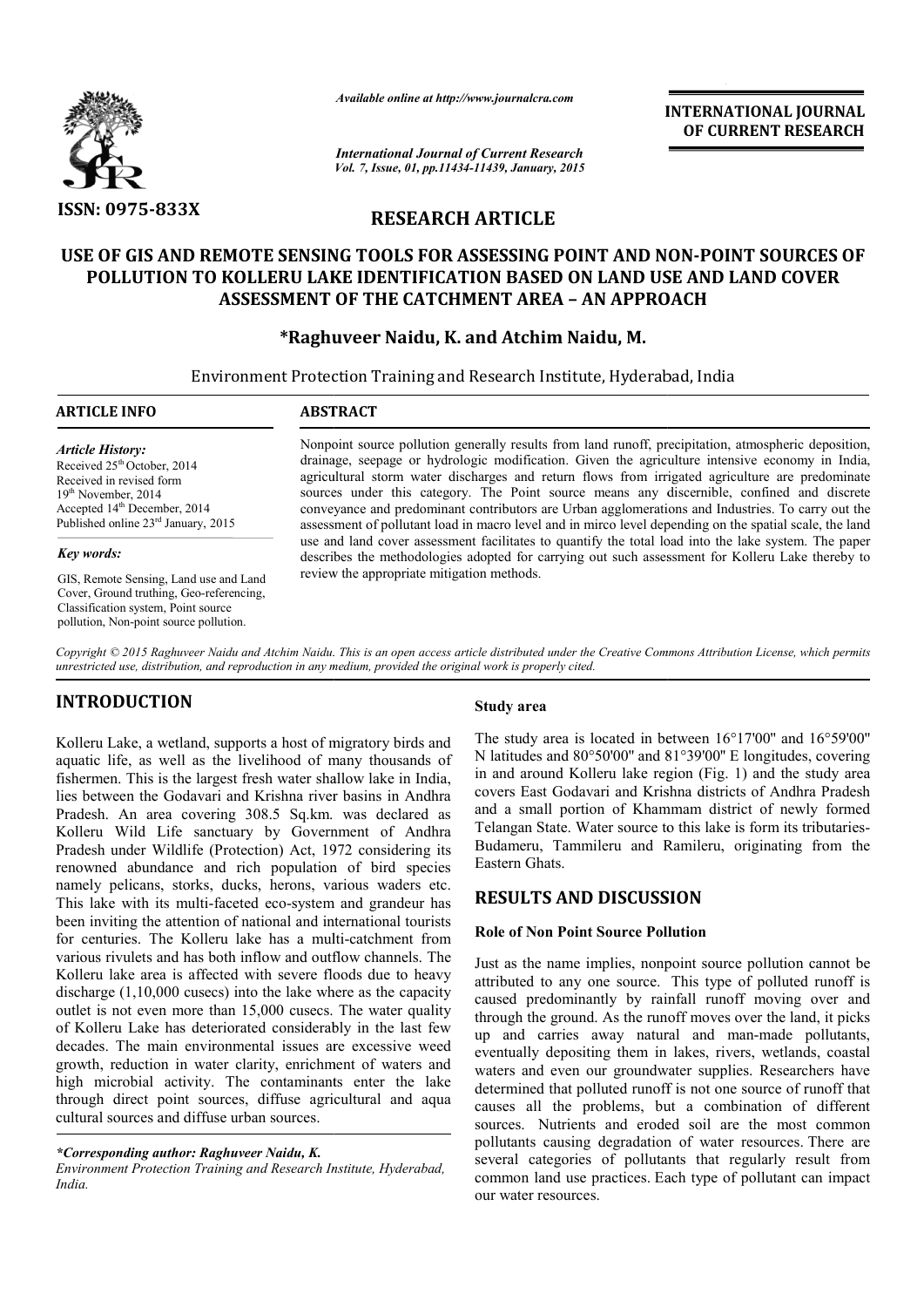ISSN: 0975-833X

*Available online at http://www.journalcra.com*

*International Journal of Current Research*
*Vol. 7, Issue, 01, pp.11434-11439, January, 2015*

**INTERNATIONAL JOURNAL OF CURRENT RESEARCH**

## RESEARCH ARTICLE

# USE OF GIS AND REMOTE SENSING TOOLS FOR ASSESSING POINT AND NON-POINT SOURCES OF POLLUTION TO KOLLERU LAKE IDENTIFICATION BASED ON LAND USE AND LAND COVER ASSESSMENT OF THE CATCHMENT AREA – AN APPROACH

**\*Raghuveer Naidu, K. and Atchim Naidu, M.**

Environment Protection Training and Research Institute, Hyderabad, India

**ARTICLE INFO**

*Article History:*
Received 25th October, 2014
Received in revised form
19th November, 2014
Accepted 14th December, 2014
Published online 23rd January, 2015

*Key words:*

GIS, Remote Sensing, Land use and Land Cover, Ground truthing, Geo-referencing, Classification system, Point source pollution, Non-point source pollution.

**ABSTRACT**

Nonpoint source pollution generally results from land runoff, precipitation, atmospheric deposition, drainage, seepage or hydrologic modification. Given the agriculture intensive economy in India, agricultural storm water discharges and return flows from irrigated agriculture are predominate sources under this category. The Point source means any discernible, confined and discrete conveyance and predominant contributors are Urban agglomerations and Industries. To carry out the assessment of pollutant load in macro level and in mirco level depending on the spatial scale, the land use and land cover assessment facilitates to quantify the total load into the lake system. The paper describes the methodologies adopted for carrying out such assessment for Kolleru Lake thereby to review the appropriate mitigation methods.

*Copyright © 2015 Raghuveer Naidu and Atchim Naidu. This is an open access article distributed under the Creative Commons Attribution License, which permits unrestricted use, distribution, and reproduction in any medium, provided the original work is properly cited.*

## INTRODUCTION

Kolleru Lake, a wetland, supports a host of migratory birds and aquatic life, as well as the livelihood of many thousands of fishermen. This is the largest fresh water shallow lake in India, lies between the Godavari and Krishna river basins in Andhra Pradesh. An area covering 308.5 Sq.km. was declared as Kolleru Wild Life sanctuary by Government of Andhra Pradesh under Wildlife (Protection) Act, 1972 considering its renowned abundance and rich population of bird species namely pelicans, storks, ducks, herons, various waders etc. This lake with its multi-faceted eco-system and grandeur has been inviting the attention of national and international tourists for centuries. The Kolleru lake has a multi-catchment from various rivulets and has both inflow and outflow channels. The Kolleru lake area is affected with severe floods due to heavy discharge (1,10,000 cusecs) into the lake where as the capacity outlet is not even more than 15,000 cusecs. The water quality of Kolleru Lake has deteriorated considerably in the last few decades. The main environmental issues are excessive weed growth, reduction in water clarity, enrichment of waters and high microbial activity. The contaminants enter the lake through direct point sources, diffuse agricultural and aqua cultural sources and diffuse urban sources.

*\*Corresponding author: Raghuveer Naidu, K.*
*Environment Protection Training and Research Institute, Hyderabad, India.*

### Study area

The study area is located in between 16°17'00" and 16°59'00" N latitudes and 80°50'00" and 81°39'00" E longitudes, covering in and around Kolleru lake region (Fig. 1) and the study area covers East Godavari and Krishna districts of Andhra Pradesh and a small portion of Khammam district of newly formed Telangan State. Water source to this lake is form its tributaries- Budameru, Tammileru and Ramileru, originating from the Eastern Ghats.

## RESULTS AND DISCUSSION

### Role of Non Point Source Pollution

Just as the name implies, nonpoint source pollution cannot be attributed to any one source. This type of polluted runoff is caused predominantly by rainfall runoff moving over and through the ground. As the runoff moves over the land, it picks up and carries away natural and man-made pollutants, eventually depositing them in lakes, rivers, wetlands, coastal waters and even our groundwater supplies. Researchers have determined that polluted runoff is not one source of runoff that causes all the problems, but a combination of different sources. Nutrients and eroded soil are the most common pollutants causing degradation of water resources. There are several categories of pollutants that regularly result from common land use practices. Each type of pollutant can impact our water resources.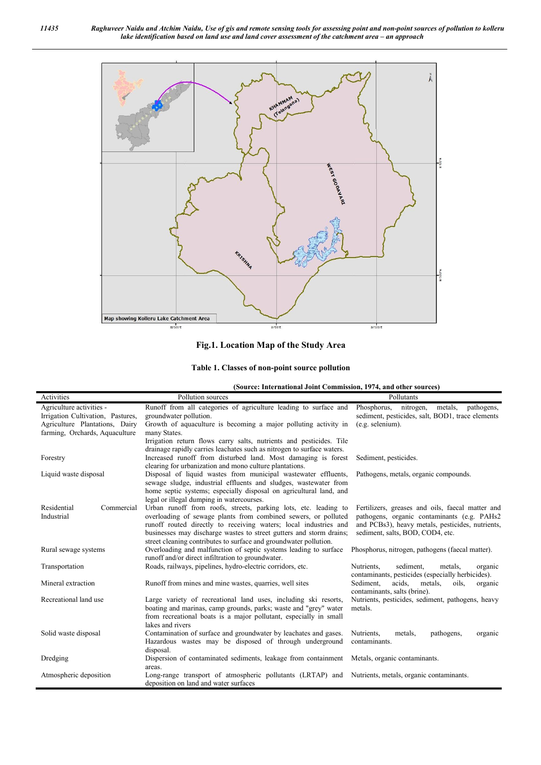**Fig.1. Location Map of the Study Area**

**Table 1. Classes of non-point source pollution**

**(Source: International Joint Commission, 1974, and other sources)**

| Activities | Pollution sources | Pollutants |
|---|---|---|
| Agriculture activities - Irrigation Cultivation, Pastures, Agriculture Plantations, Dairy farming, Orchards, Aquaculture | Runoff from all categories of agriculture leading to surface and groundwater pollution. Growth of aquaculture is becoming a major polluting activity in many States. Irrigation return flows carry salts, nutrients and pesticides. Tile drainage rapidly carries leachates such as nitrogen to surface waters. | Phosphorus, nitrogen, metals, pathogens, sediment, pesticides, salt, BOD1, trace elements (e.g. selenium). |
| Forestry | Increased runoff from disturbed land. Most damaging is forest clearing for urbanization and mono culture plantations. | Sediment, pesticides. |
| Liquid waste disposal | Disposal of liquid wastes from municipal wastewater effluents, sewage sludge, industrial effluents and sludges, wastewater from home septic systems; especially disposal on agricultural land, and legal or illegal dumping in watercourses. | Pathogens, metals, organic compounds. |
| Residential Commercial Industrial | Urban runoff from roofs, streets, parking lots, etc. leading to overloading of sewage plants from combined sewers, or polluted runoff routed directly to receiving waters; local industries and businesses may discharge wastes to street gutters and storm drains; street cleaning contributes to surface and groundwater pollution. | Fertilizers, greases and oils, faecal matter and pathogens, organic contaminants (e.g. PAHs2 and PCBs3), heavy metals, pesticides, nutrients, sediment, salts, BOD, COD4, etc. |
| Rural sewage systems | Overloading and malfunction of septic systems leading to surface runoff and/or direct infiltration to groundwater. | Phosphorus, nitrogen, pathogens (faecal matter). |
| Transportation | Roads, railways, pipelines, hydro-electric corridors, etc. | Nutrients, sediment, metals, organic contaminants, pesticides (especially herbicides). |
| Mineral extraction | Runoff from mines and mine wastes, quarries, well sites | Sediment, acids, metals, oils, organic contaminants, salts (brine). |
| Recreational land use | Large variety of recreational land uses, including ski resorts, boating and marinas, camp grounds, parks; waste and "grey" water from recreational boats is a major pollutant, especially in small lakes and rivers | Nutrients, pesticides, sediment, pathogens, heavy metals. |
| Solid waste disposal | Contamination of surface and groundwater by leachates and gases. Hazardous wastes may be disposed of through underground disposal. | Nutrients, metals, pathogens, organic contaminants. |
| Dredging | Dispersion of contaminated sediments, leakage from containment areas. | Metals, organic contaminants. |
| Atmospheric deposition | Long-range transport of atmospheric pollutants (LRTAP) and deposition on land and water surfaces | Nutrients, metals, organic contaminants. |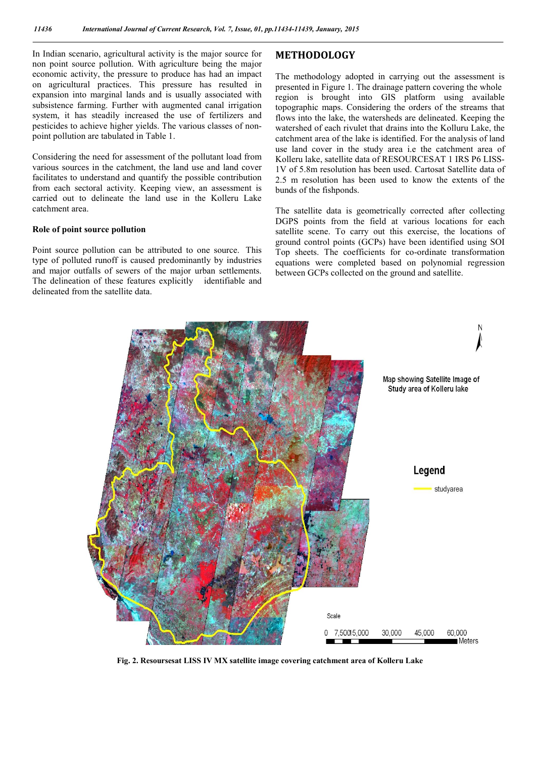In Indian scenario, agricultural activity is the major source for non point source pollution. With agriculture being the major economic activity, the pressure to produce has had an impact on agricultural practices. This pressure has resulted in expansion into marginal lands and is usually associated with subsistence farming. Further with augmented canal irrigation system, it has steadily increased the use of fertilizers and pesticides to achieve higher yields. The various classes of non-point pollution are tabulated in Table 1.

Considering the need for assessment of the pollutant load from various sources in the catchment, the land use and land cover facilitates to understand and quantify the possible contribution from each sectoral activity. Keeping view, an assessment is carried out to delineate the land use in the Kolleru Lake catchment area.

### Role of point source pollution

Point source pollution can be attributed to one source. This type of polluted runoff is caused predominantly by industries and major outfalls of sewers of the major urban settlements. The delineation of these features explicitly identifiable and delineated from the satellite data.

## METHODOLOGY

The methodology adopted in carrying out the assessment is presented in Figure 1. The drainage pattern covering the whole region is brought into GIS platform using available topographic maps. Considering the orders of the streams that flows into the lake, the watersheds are delineated. Keeping the watershed of each rivulet that drains into the Kolluru Lake, the catchment area of the lake is identified. For the analysis of land use land cover in the study area i.e the catchment area of Kolleru lake, satellite data of RESOURCESAT 1 IRS P6 LISS-1V of 5.8m resolution has been used. Cartosat Satellite data of 2.5 m resolution has been used to know the extents of the bunds of the fishponds.

The satellite data is geometrically corrected after collecting DGPS points from the field at various locations for each satellite scene. To carry out this exercise, the locations of ground control points (GCPs) have been identified using SOI Top sheets. The coefficients for co-ordinate transformation equations were completed based on polynomial regression between GCPs collected on the ground and satellite.

**Fig. 2. Resoursesat LISS IV MX satellite image covering catchment area of Kolleru Lake**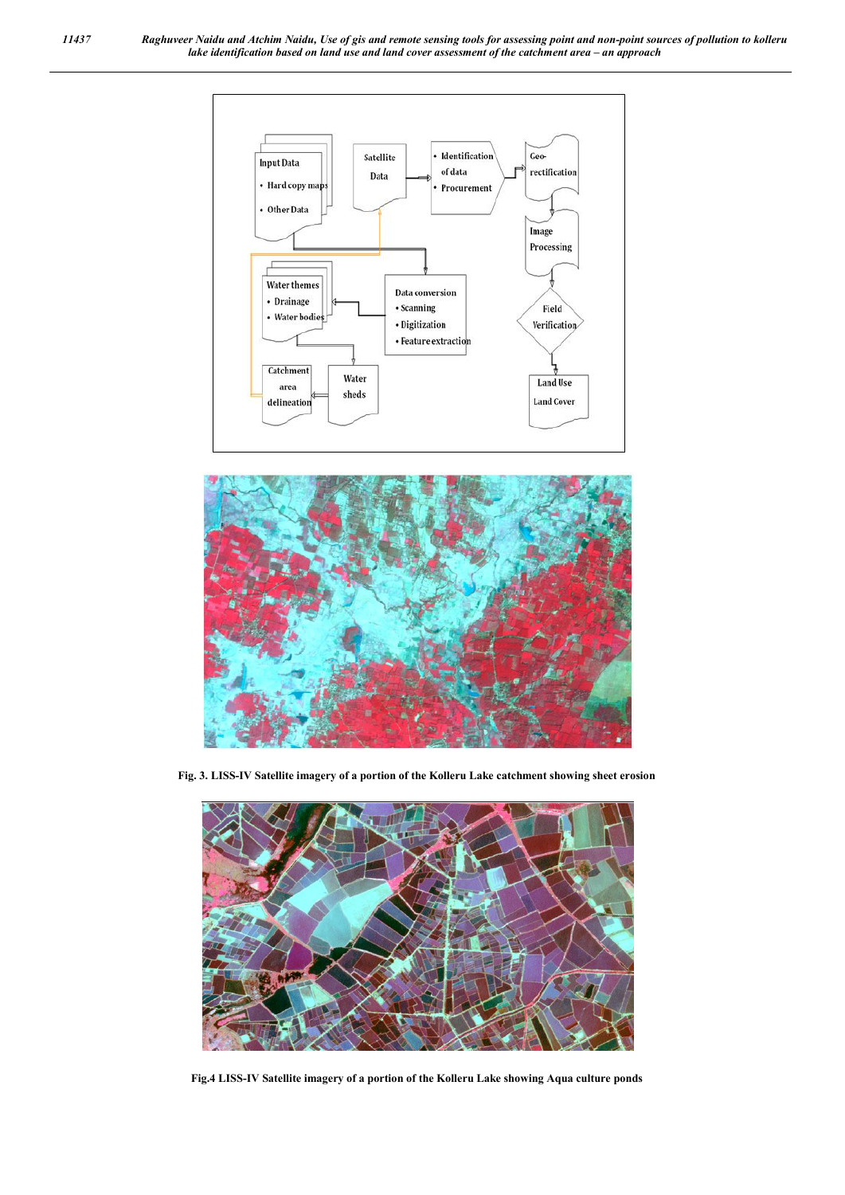Fig. 3. LISS-IV Satellite imagery of a portion of the Kolleru Lake catchment showing sheet erosion

Fig.4 LISS-IV Satellite imagery of a portion of the Kolleru Lake showing Aqua culture ponds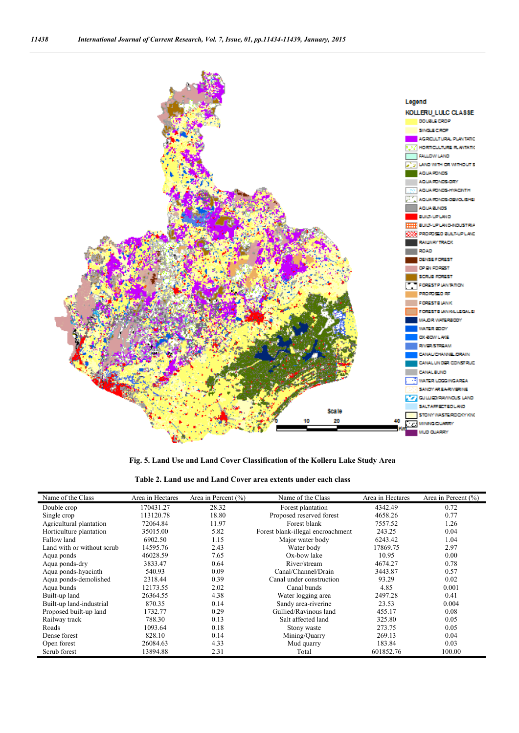**Fig. 5. Land Use and Land Cover Classification of the Kolleru Lake Study Area**

**Table 2. Land use and Land Cover area extents under each class**

| Name of the Class | Area in Hectares | Area in Percent (%) | Name of the Class | Area in Hectares | Area in Percent (%) |
|---|---|---|---|---|---|
| Double crop | 170431.27 | 28.32 | Forest plantation | 4342.49 | 0.72 |
| Single crop | 113120.78 | 18.80 | Proposed reserved forest | 4658.26 | 0.77 |
| Agricultural plantation | 72064.84 | 11.97 | Forest blank | 7557.52 | 1.26 |
| Horticulture plantation | 35015.00 | 5.82 | Forest blank-illegal encroachment | 243.25 | 0.04 |
| Fallow land | 6902.50 | 1.15 | Major water body | 6243.42 | 1.04 |
| Land with or without scrub | 14595.76 | 2.43 | Water body | 17869.75 | 2.97 |
| Aqua ponds | 46028.59 | 7.65 | Ox-bow lake | 10.95 | 0.00 |
| Aqua ponds-dry | 3833.47 | 0.64 | River/stream | 4674.27 | 0.78 |
| Aqua ponds-hyacinth | 540.93 | 0.09 | Canal/Channel/Drain | 3443.87 | 0.57 |
| Aqua ponds-demolished | 2318.44 | 0.39 | Canal under construction | 93.29 | 0.02 |
| Aqua bunds | 12173.55 | 2.02 | Canal bunds | 4.85 | 0.001 |
| Built-up land | 26364.55 | 4.38 | Water logging area | 2497.28 | 0.41 |
| Built-up land-industrial | 870.35 | 0.14 | Sandy area-riverine | 23.53 | 0.004 |
| Proposed built-up land | 1732.77 | 0.29 | Gullied/Ravinous land | 455.17 | 0.08 |
| Railway track | 788.30 | 0.13 | Salt affected land | 325.80 | 0.05 |
| Roads | 1093.64 | 0.18 | Stony waste | 273.75 | 0.05 |
| Dense forest | 828.10 | 0.14 | Mining/Quarry | 269.13 | 0.04 |
| Open forest | 26084.63 | 4.33 | Mud quarry | 183.84 | 0.03 |
| Scrub forest | 13894.88 | 2.31 | Total | 601852.76 | 100.00 |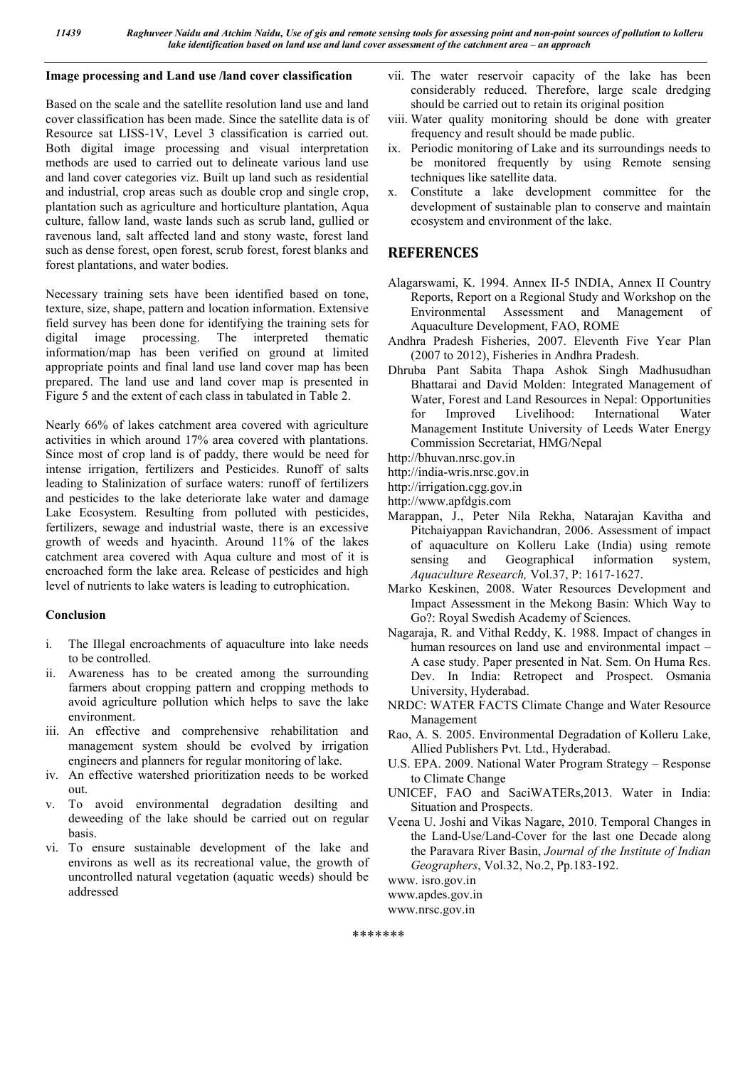### Image processing and Land use /land cover classification

Based on the scale and the satellite resolution land use and land cover classification has been made. Since the satellite data is of Resource sat LISS-1V, Level 3 classification is carried out. Both digital image processing and visual interpretation methods are used to carried out to delineate various land use and land cover categories viz. Built up land such as residential and industrial, crop areas such as double crop and single crop, plantation such as agriculture and horticulture plantation, Aqua culture, fallow land, waste lands such as scrub land, gullied or ravenous land, salt affected land and stony waste, forest land such as dense forest, open forest, scrub forest, forest blanks and forest plantations, and water bodies.

Necessary training sets have been identified based on tone, texture, size, shape, pattern and location information. Extensive field survey has been done for identifying the training sets for digital image processing. The interpreted thematic information/map has been verified on ground at limited appropriate points and final land use land cover map has been prepared. The land use and land cover map is presented in Figure 5 and the extent of each class in tabulated in Table 2.

Nearly 66% of lakes catchment area covered with agriculture activities in which around 17% area covered with plantations. Since most of crop land is of paddy, there would be need for intense irrigation, fertilizers and Pesticides. Runoff of salts leading to Stalinization of surface waters: runoff of fertilizers and pesticides to the lake deteriorate lake water and damage Lake Ecosystem. Resulting from polluted with pesticides, fertilizers, sewage and industrial waste, there is an excessive growth of weeds and hyacinth. Around 11% of the lakes catchment area covered with Aqua culture and most of it is encroached form the lake area. Release of pesticides and high level of nutrients to lake waters is leading to eutrophication.

### Conclusion

i. The Illegal encroachments of aquaculture into lake needs to be controlled.
ii. Awareness has to be created among the surrounding farmers about cropping pattern and cropping methods to avoid agriculture pollution which helps to save the lake environment.
iii. An effective and comprehensive rehabilitation and management system should be evolved by irrigation engineers and planners for regular monitoring of lake.
iv. An effective watershed prioritization needs to be worked out.
v. To avoid environmental degradation desilting and deweeding of the lake should be carried out on regular basis.
vi. To ensure sustainable development of the lake and environs as well as its recreational value, the growth of uncontrolled natural vegetation (aquatic weeds) should be addressed
vii. The water reservoir capacity of the lake has been considerably reduced. Therefore, large scale dredging should be carried out to retain its original position
viii. Water quality monitoring should be done with greater frequency and result should be made public.
ix. Periodic monitoring of Lake and its surroundings needs to be monitored frequently by using Remote sensing techniques like satellite data.
x. Constitute a lake development committee for the development of sustainable plan to conserve and maintain ecosystem and environment of the lake.

## REFERENCES

Alagarswami, K. 1994. Annex II-5 INDIA, Annex II Country Reports, Report on a Regional Study and Workshop on the Environmental Assessment and Management of Aquaculture Development, FAO, ROME

Andhra Pradesh Fisheries, 2007. Eleventh Five Year Plan (2007 to 2012), Fisheries in Andhra Pradesh.

Dhruba Pant Sabita Thapa Ashok Singh Madhusudhan Bhattarai and David Molden: Integrated Management of Water, Forest and Land Resources in Nepal: Opportunities for Improved Livelihood: International Water Management Institute University of Leeds Water Energy Commission Secretariat, HMG/Nepal

http://bhuvan.nrsc.gov.in

http://india-wris.nrsc.gov.in

http://irrigation.cgg.gov.in

http://www.apfdgis.com

Marappan, J., Peter Nila Rekha, Natarajan Kavitha and Pitchaiyappan Ravichandran, 2006. Assessment of impact of aquaculture on Kolleru Lake (India) using remote sensing and Geographical information system, *Aquaculture Research,* Vol.37, P: 1617-1627.

Marko Keskinen, 2008. Water Resources Development and Impact Assessment in the Mekong Basin: Which Way to Go?: Royal Swedish Academy of Sciences.

Nagaraja, R. and Vithal Reddy, K. 1988. Impact of changes in human resources on land use and environmental impact – A case study. Paper presented in Nat. Sem. On Huma Res. Dev. In India: Retropect and Prospect. Osmania University, Hyderabad.

NRDC: WATER FACTS Climate Change and Water Resource Management

Rao, A. S. 2005. Environmental Degradation of Kolleru Lake, Allied Publishers Pvt. Ltd., Hyderabad.

U.S. EPA. 2009. National Water Program Strategy – Response to Climate Change

UNICEF, FAO and SaciWATERs,2013. Water in India: Situation and Prospects.

Veena U. Joshi and Vikas Nagare, 2010. Temporal Changes in the Land-Use/Land-Cover for the last one Decade along the Paravara River Basin, *Journal of the Institute of Indian Geographers*, Vol.32, No.2, Pp.183-192.

www. isro.gov.in

www.apdes.gov.in

www.nrsc.gov.in

\*\*\*\*\*\*\*